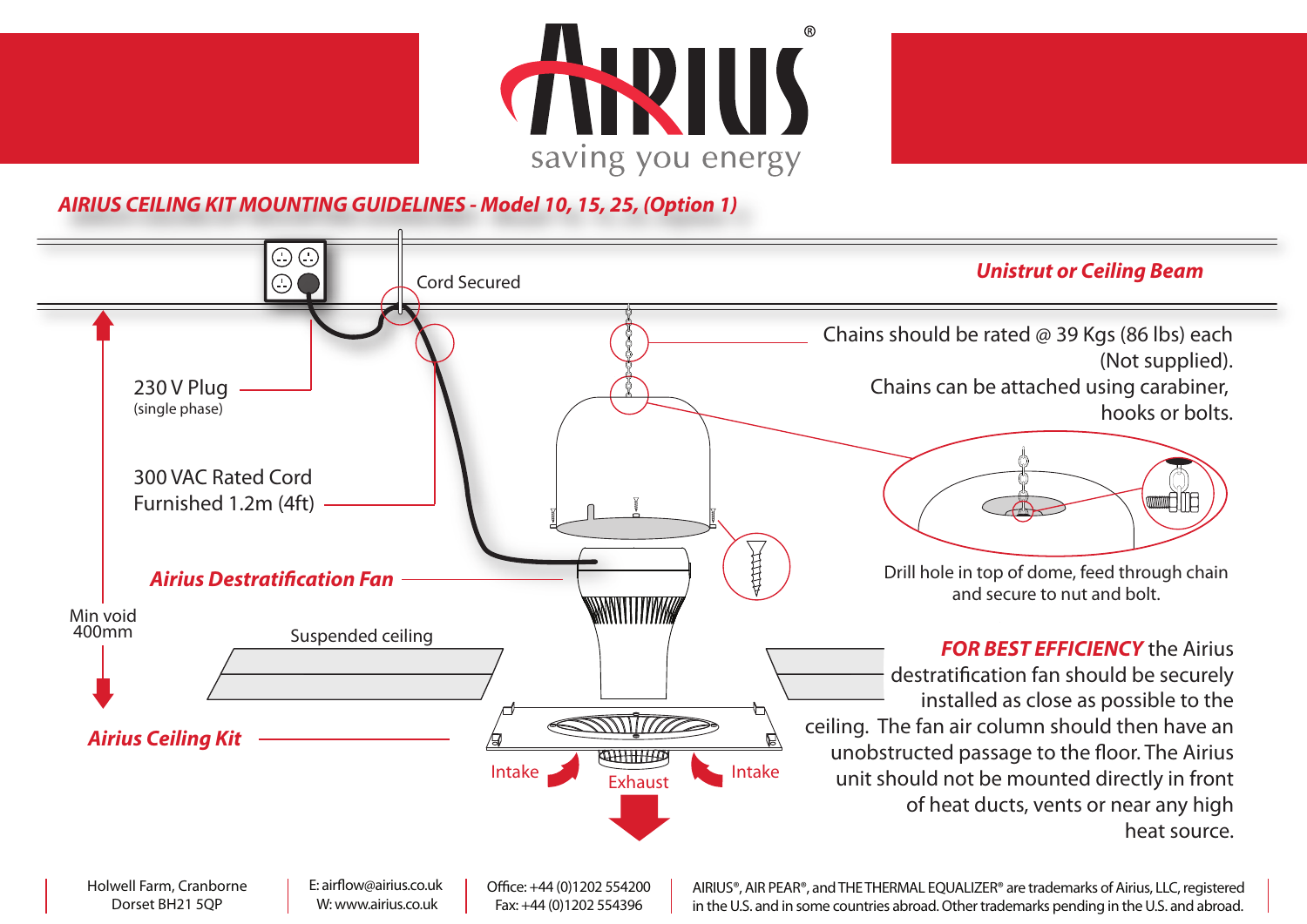# AIRIUS

saving you energy

## *AIRIUS CEILING KIT MOUNTING GUIDELINES - Model 10, 15, 25, (Option 1)*

***Unistrut or Ceiling Beam***

Cord Secured

230 V Plug
(single phase)

300 VAC Rated Cord
Furnished 1.2m (4ft)

Chains should be rated @ 39 Kgs (86 lbs) each (Not supplied).
Chains can be attached using carabiner, hooks or bolts.

Drill hole in top of dome, feed through chain and secure to nut and bolt.

***Airius Destratification Fan***

Min void 400mm

Suspended ceiling

***Airius Ceiling Kit***

Intake

Exhaust

Intake

***FOR BEST EFFICIENCY*** the Airius destratification fan should be securely installed as close as possible to the ceiling. The fan air column should then have an unobstructed passage to the floor. The Airius unit should not be mounted directly in front of heat ducts, vents or near any high heat source.

Holwell Farm, Cranborne
Dorset BH21 5QP

E: airflow@airius.co.uk
W: www.airius.co.uk

Office: +44 (0)1202 554200
Fax: +44 (0)1202 554396

AIRIUS®, AIR PEAR®, and THE THERMAL EQUALIZER® are trademarks of Airius, LLC, registered in the U.S. and in some countries abroad. Other trademarks pending in the U.S. and abroad.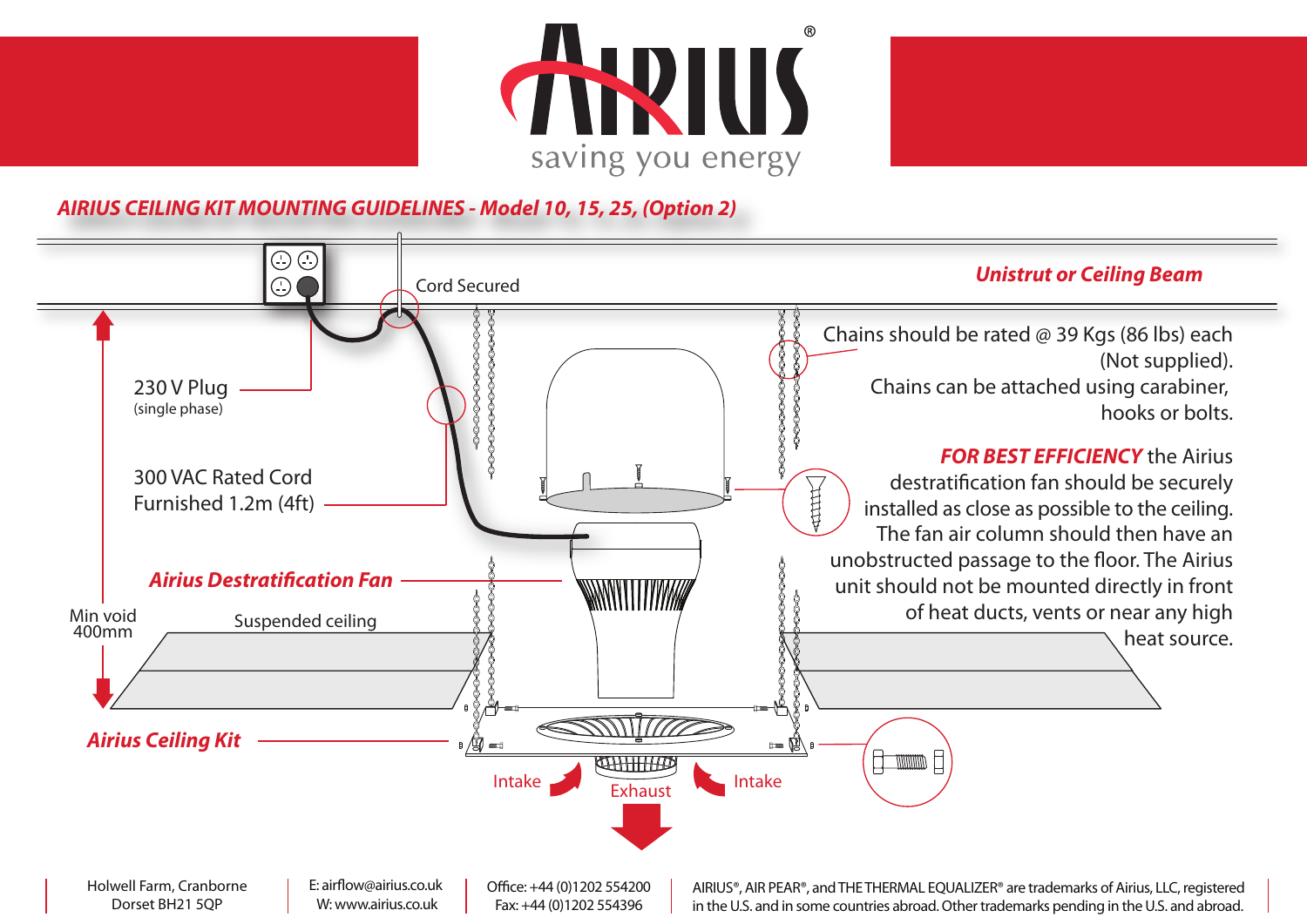# AIRIUS

saving you energy

## *AIRIUS CEILING KIT MOUNTING GUIDELINES - Model 10, 15, 25, (Option 2)*

***Unistrut or Ceiling Beam***

Cord Secured

230 V Plug
(single phase)

300 VAC Rated Cord
Furnished 1.2m (4ft)

***Airius Destratification Fan***

Min void
400mm

Suspended ceiling

***Airius Ceiling Kit***

Intake

Exhaust

Intake

Chains should be rated @ 39 Kgs (86 lbs) each (Not supplied).
Chains can be attached using carabiner, hooks or bolts.

***FOR BEST EFFICIENCY*** the Airius destratification fan should be securely installed as close as possible to the ceiling. The fan air column should then have an unobstructed passage to the floor. The Airius unit should not be mounted directly in front of heat ducts, vents or near any high heat source.

Holwell Farm, Cranborne
Dorset BH21 5QP

E: airflow@airius.co.uk
W: www.airius.co.uk

Office: +44 (0)1202 554200
Fax: +44 (0)1202 554396

AIRIUS®, AIR PEAR®, and THE THERMAL EQUALIZER® are trademarks of Airius, LLC, registered in the U.S. and in some countries abroad. Other trademarks pending in the U.S. and abroad.